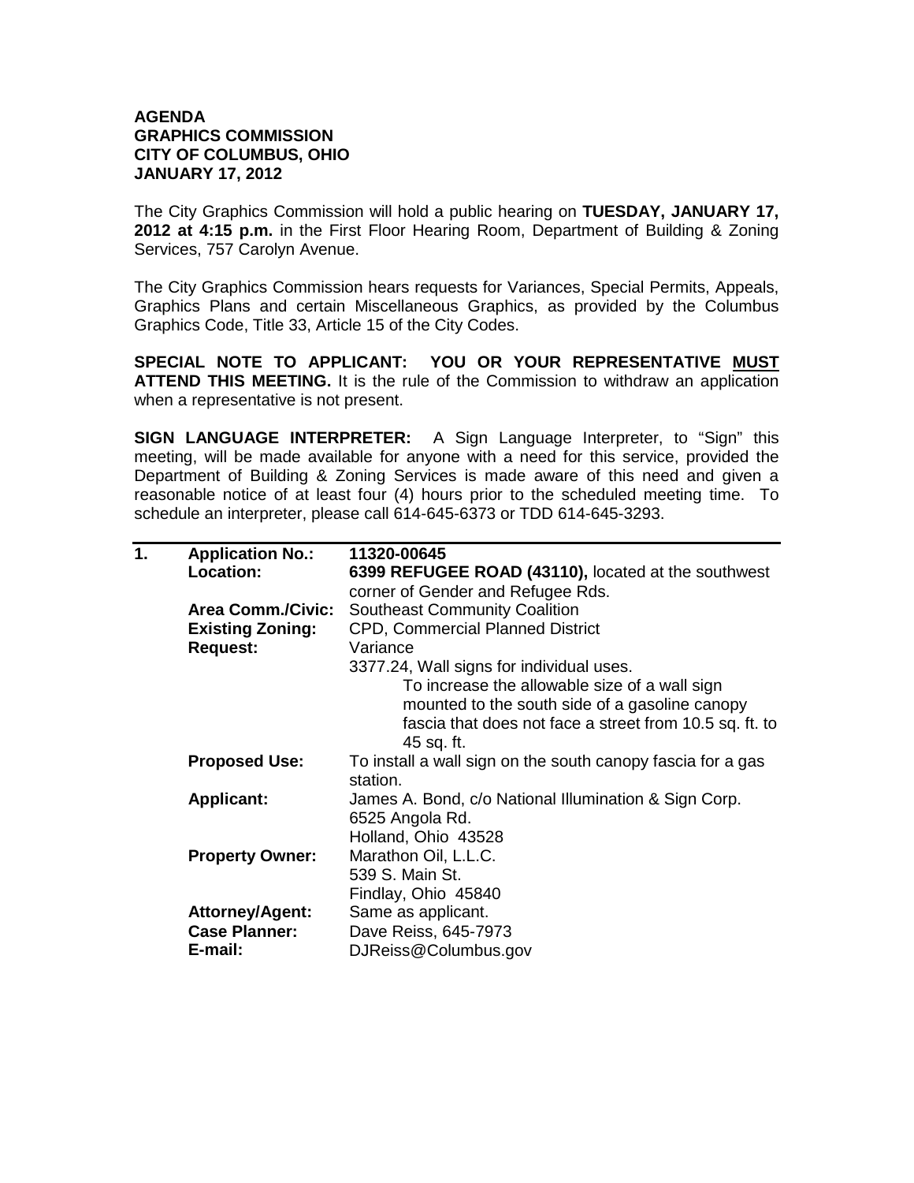**AGENDA**
**GRAPHICS COMMISSION**
**CITY OF COLUMBUS, OHIO**
**JANUARY 17, 2012**

The City Graphics Commission will hold a public hearing on **TUESDAY, JANUARY 17, 2012 at 4:15 p.m.** in the First Floor Hearing Room, Department of Building & Zoning Services, 757 Carolyn Avenue.

The City Graphics Commission hears requests for Variances, Special Permits, Appeals, Graphics Plans and certain Miscellaneous Graphics, as provided by the Columbus Graphics Code, Title 33, Article 15 of the City Codes.

**SPECIAL NOTE TO APPLICANT: YOU OR YOUR REPRESENTATIVE MUST ATTEND THIS MEETING.** It is the rule of the Commission to withdraw an application when a representative is not present.

**SIGN LANGUAGE INTERPRETER:** A Sign Language Interpreter, to "Sign" this meeting, will be made available for anyone with a need for this service, provided the Department of Building & Zoning Services is made aware of this need and given a reasonable notice of at least four (4) hours prior to the scheduled meeting time. To schedule an interpreter, please call 614-645-6373 or TDD 614-645-3293.

---

**1.**

| | |
|---|---|
| **Application No.:** | **11320-00645** |
| **Location:** | **6399 REFUGEE ROAD (43110),** located at the southwest corner of Gender and Refugee Rds. |
| **Area Comm./Civic:** | Southeast Community Coalition |
| **Existing Zoning:** | CPD, Commercial Planned District |
| **Request:** | Variance<br>3377.24, Wall signs for individual uses.<br>To increase the allowable size of a wall sign mounted to the south side of a gasoline canopy fascia that does not face a street from 10.5 sq. ft. to 45 sq. ft. |
| **Proposed Use:** | To install a wall sign on the south canopy fascia for a gas station. |
| **Applicant:** | James A. Bond, c/o National Illumination & Sign Corp.<br>6525 Angola Rd.<br>Holland, Ohio 43528 |
| **Property Owner:** | Marathon Oil, L.L.C.<br>539 S. Main St.<br>Findlay, Ohio 45840 |
| **Attorney/Agent:** | Same as applicant. |
| **Case Planner:** | Dave Reiss, 645-7973 |
| **E-mail:** | DJReiss@Columbus.gov |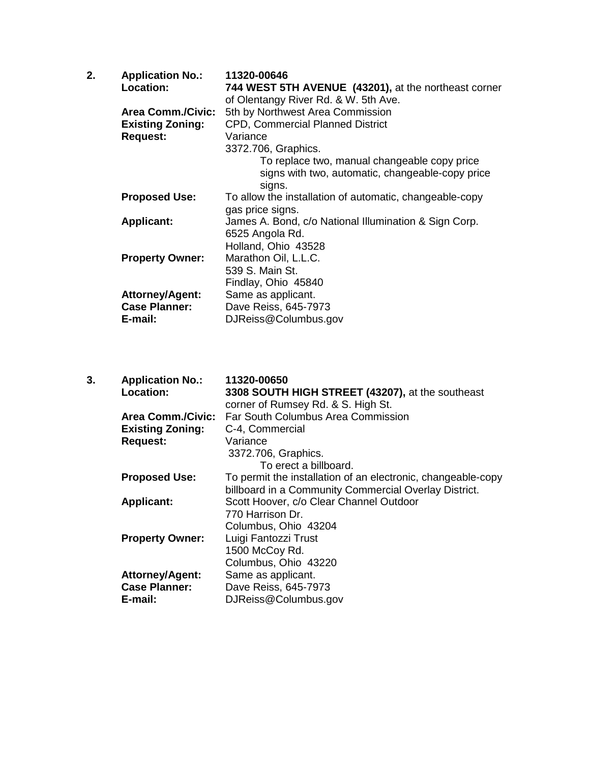2. **Application No.:** **11320-00646**

   **Location:** **744 WEST 5TH AVENUE (43201),** at the northeast corner of Olentangy River Rd. & W. 5th Ave.

   **Area Comm./Civic:** 5th by Northwest Area Commission

   **Existing Zoning:** CPD, Commercial Planned District

   **Request:** Variance

   3372.706, Graphics.

   To replace two, manual changeable copy price signs with two, automatic, changeable-copy price signs.

   **Proposed Use:** To allow the installation of automatic, changeable-copy gas price signs.

   **Applicant:** James A. Bond, c/o National Illumination & Sign Corp.
   6525 Angola Rd.
   Holland, Ohio 43528

   **Property Owner:** Marathon Oil, L.L.C.
   539 S. Main St.
   Findlay, Ohio 45840

   **Attorney/Agent:** Same as applicant.

   **Case Planner:** Dave Reiss, 645-7973

   **E-mail:** DJReiss@Columbus.gov

3. **Application No.:** **11320-00650**

   **Location:** **3308 SOUTH HIGH STREET (43207),** at the southeast corner of Rumsey Rd. & S. High St.

   **Area Comm./Civic:** Far South Columbus Area Commission

   **Existing Zoning:** C-4, Commercial

   **Request:** Variance

   3372.706, Graphics.

   To erect a billboard.

   **Proposed Use:** To permit the installation of an electronic, changeable-copy billboard in a Community Commercial Overlay District.

   **Applicant:** Scott Hoover, c/o Clear Channel Outdoor
   770 Harrison Dr.
   Columbus, Ohio 43204

   **Property Owner:** Luigi Fantozzi Trust
   1500 McCoy Rd.
   Columbus, Ohio 43220

   **Attorney/Agent:** Same as applicant.

   **Case Planner:** Dave Reiss, 645-7973

   **E-mail:** DJReiss@Columbus.gov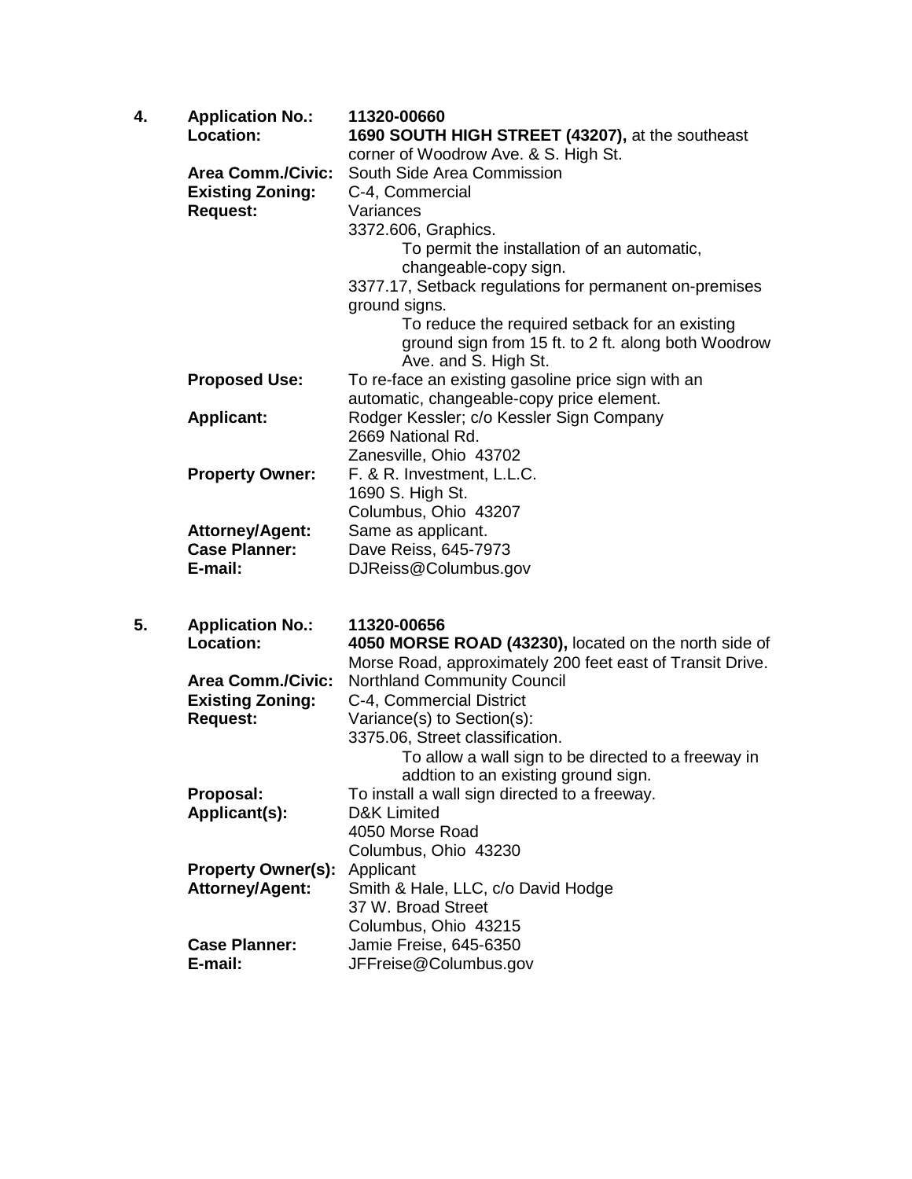4. **Application No.:** **11320-00660**

**Location:** **1690 SOUTH HIGH STREET (43207),** at the southeast corner of Woodrow Ave. & S. High St.

**Area Comm./Civic:** South Side Area Commission

**Existing Zoning:** C-4, Commercial

**Request:** Variances

3372.606, Graphics.

To permit the installation of an automatic, changeable-copy sign.

3377.17, Setback regulations for permanent on-premises ground signs.

To reduce the required setback for an existing ground sign from 15 ft. to 2 ft. along both Woodrow Ave. and S. High St.

**Proposed Use:** To re-face an existing gasoline price sign with an automatic, changeable-copy price element.

**Applicant:** Rodger Kessler; c/o Kessler Sign Company
2669 National Rd.
Zanesville, Ohio 43702

**Property Owner:** F. & R. Investment, L.L.C.
1690 S. High St.
Columbus, Ohio 43207

**Attorney/Agent:** Same as applicant.

**Case Planner:** Dave Reiss, 645-7973

**E-mail:** DJReiss@Columbus.gov

5. **Application No.:** **11320-00656**

**Location:** **4050 MORSE ROAD (43230),** located on the north side of Morse Road, approximately 200 feet east of Transit Drive.

**Area Comm./Civic:** Northland Community Council

**Existing Zoning:** C-4, Commercial District

**Request:** Variance(s) to Section(s):

3375.06, Street classification.

To allow a wall sign to be directed to a freeway in addtion to an existing ground sign.

**Proposal:** To install a wall sign directed to a freeway.

**Applicant(s):** D&K Limited
4050 Morse Road
Columbus, Ohio 43230

**Property Owner(s):** Applicant

**Attorney/Agent:** Smith & Hale, LLC, c/o David Hodge
37 W. Broad Street
Columbus, Ohio 43215

**Case Planner:** Jamie Freise, 645-6350

**E-mail:** JFFreise@Columbus.gov